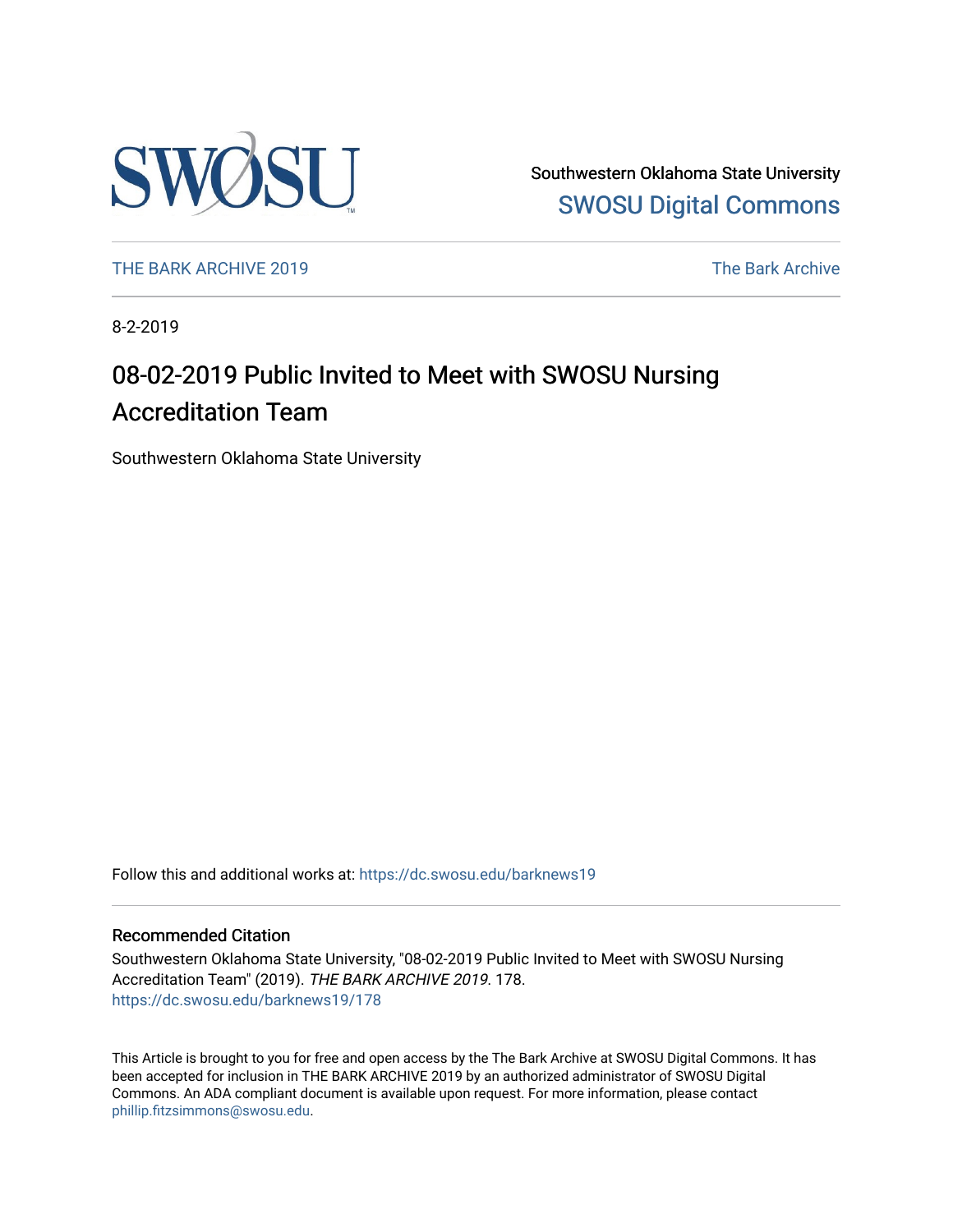Southwestern Oklahoma State University

SWOSU Digital Commons

THE BARK ARCHIVE 2019

The Bark Archive

8-2-2019

# 08-02-2019 Public Invited to Meet with SWOSU Nursing Accreditation Team

Southwestern Oklahoma State University

Follow this and additional works at: https://dc.swosu.edu/barknews19

## Recommended Citation

Southwestern Oklahoma State University, "08-02-2019 Public Invited to Meet with SWOSU Nursing Accreditation Team" (2019). *THE BARK ARCHIVE 2019*. 178.
https://dc.swosu.edu/barknews19/178

This Article is brought to you for free and open access by the The Bark Archive at SWOSU Digital Commons. It has been accepted for inclusion in THE BARK ARCHIVE 2019 by an authorized administrator of SWOSU Digital Commons. An ADA compliant document is available upon request. For more information, please contact phillip.fitzsimmons@swosu.edu.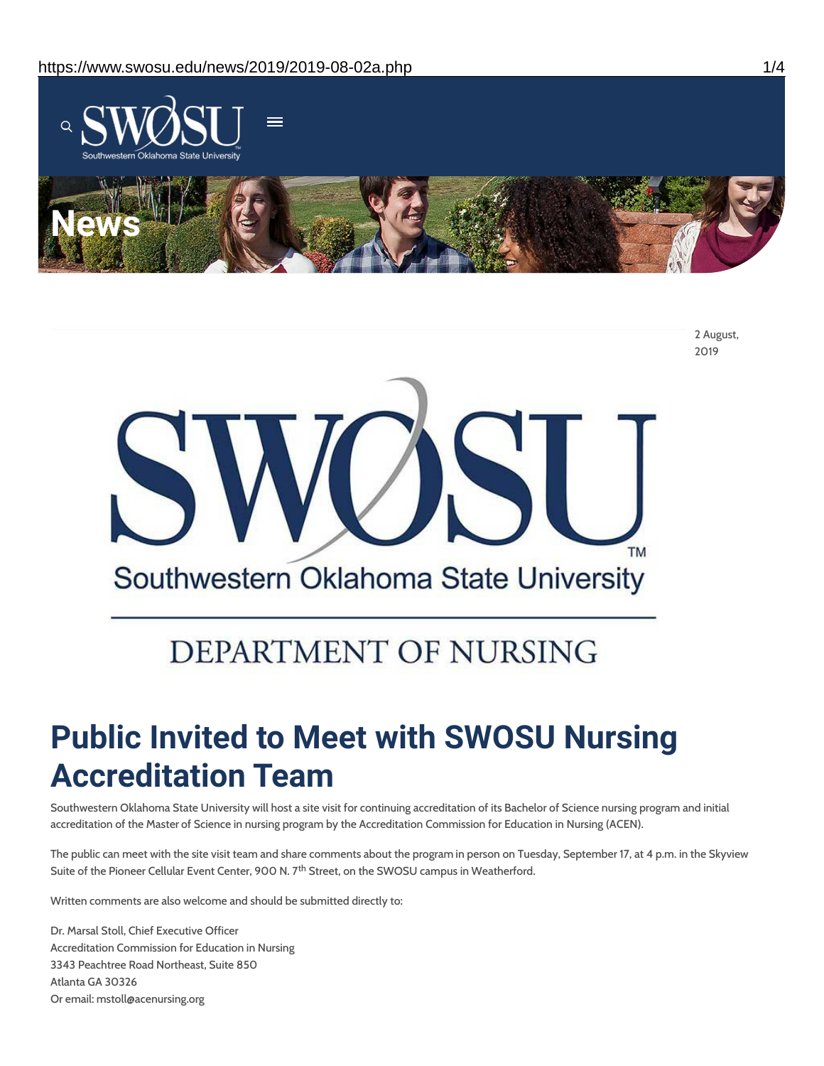# News

2 August, 2019

SWOSU
Southwestern Oklahoma State University
DEPARTMENT OF NURSING

# Public Invited to Meet with SWOSU Nursing Accreditation Team

Southwestern Oklahoma State University will host a site visit for continuing accreditation of its Bachelor of Science nursing program and initial accreditation of the Master of Science in nursing program by the Accreditation Commission for Education in Nursing (ACEN).

The public can meet with the site visit team and share comments about the program in person on Tuesday, September 17, at 4 p.m. in the Skyview Suite of the Pioneer Cellular Event Center, 900 N. 7th Street, on the SWOSU campus in Weatherford.

Written comments are also welcome and should be submitted directly to:

Dr. Marsal Stoll, Chief Executive Officer
Accreditation Commission for Education in Nursing
3343 Peachtree Road Northeast, Suite 850
Atlanta GA 30326
Or email: mstoll@acenursing.org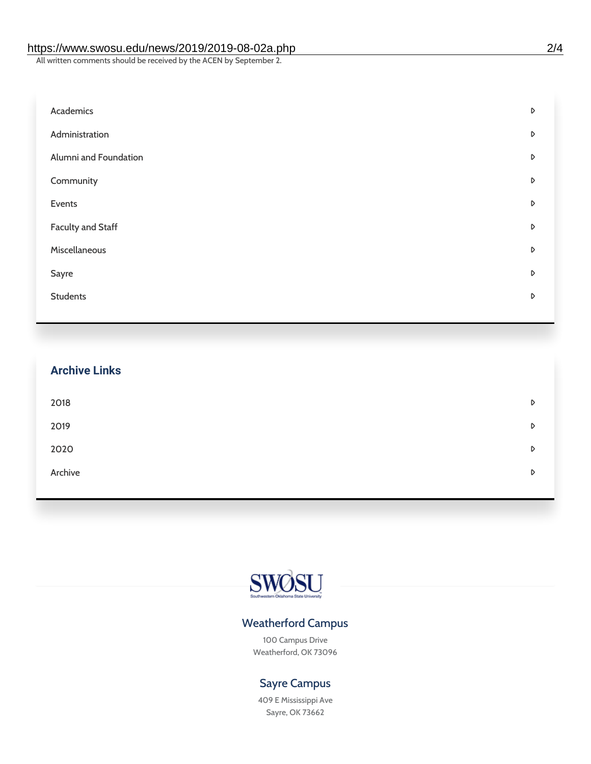All written comments should be received by the ACEN by September 2.

- Academics
- Administration
- Alumni and Foundation
- Community
- Events
- Faculty and Staff
- Miscellaneous
- Sayre
- Students

## Archive Links

- 2018
- 2019
- 2020
- Archive

SWOSU
Southwestern Oklahoma State University

### Weatherford Campus

100 Campus Drive
Weatherford, OK 73096

### Sayre Campus

409 E Mississippi Ave
Sayre, OK 73662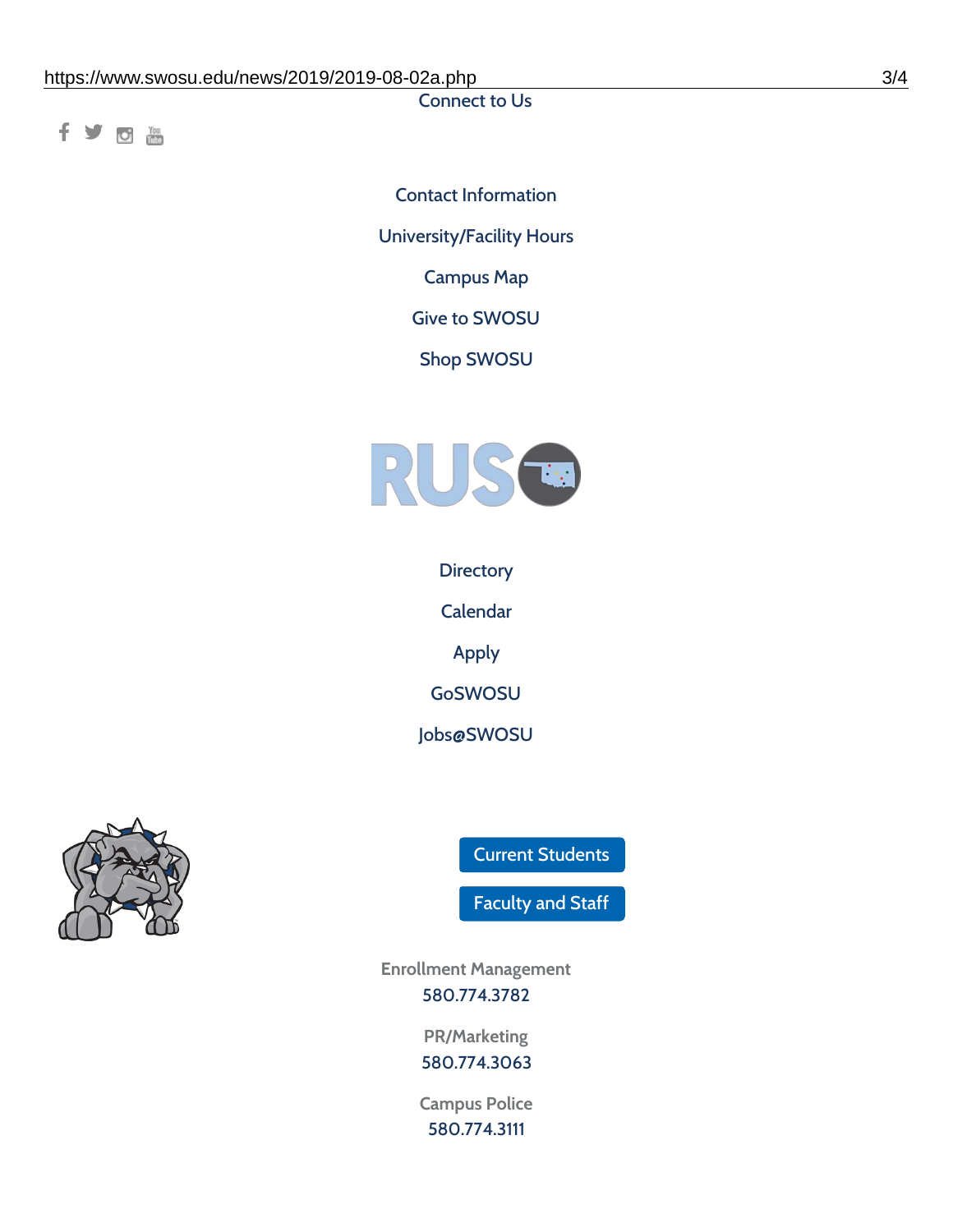Connect to Us

Contact Information

University/Facility Hours

Campus Map

Give to SWOSU

Shop SWOSU

Directory

Calendar

Apply

GoSWOSU

Jobs@SWOSU

Current Students

Faculty and Staff

Enrollment Management
580.774.3782

PR/Marketing
580.774.3063

Campus Police
580.774.3111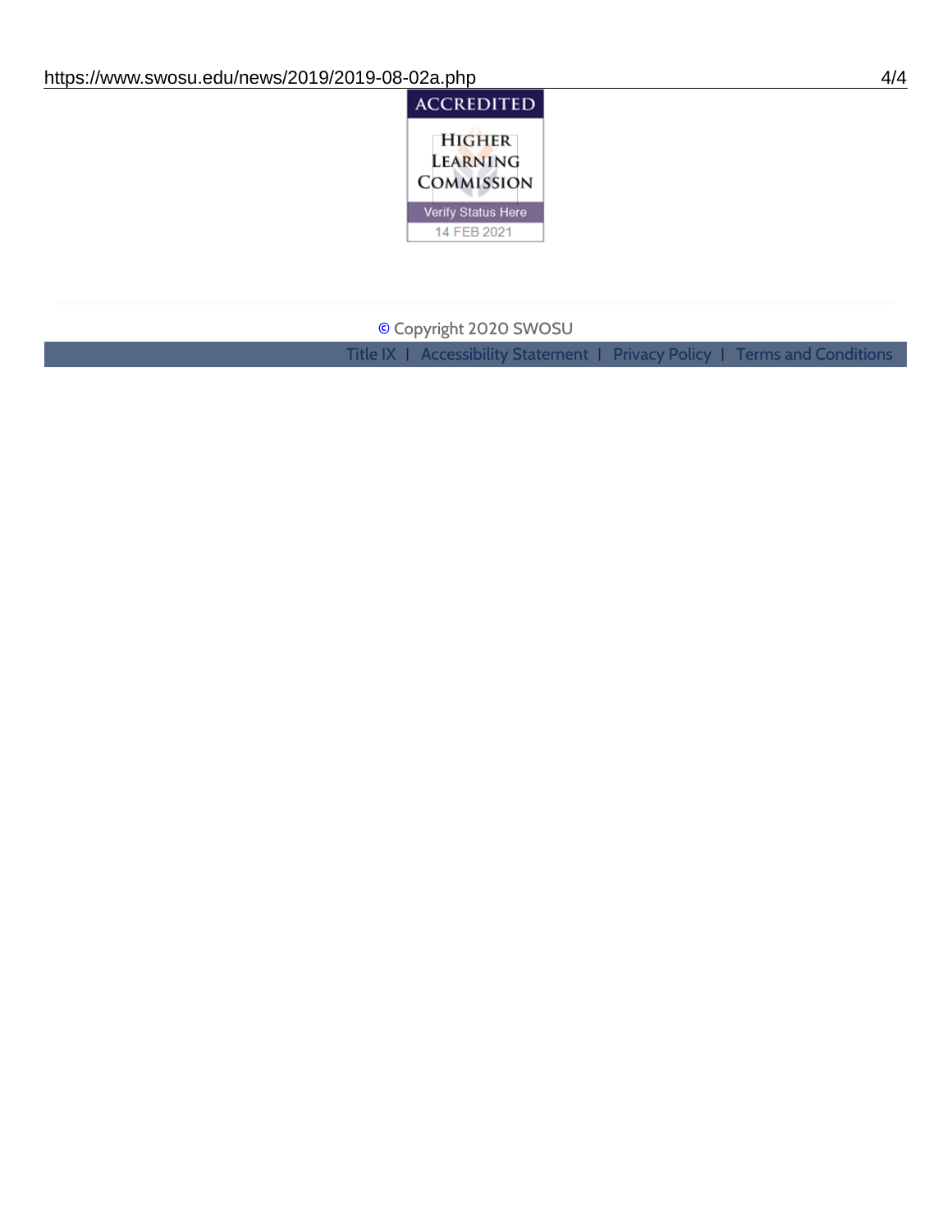ACCREDITED

HIGHER LEARNING COMMISSION

Verify Status Here

14 FEB 2021

© Copyright 2020 SWOSU

Title IX | Accessibility Statement | Privacy Policy | Terms and Conditions